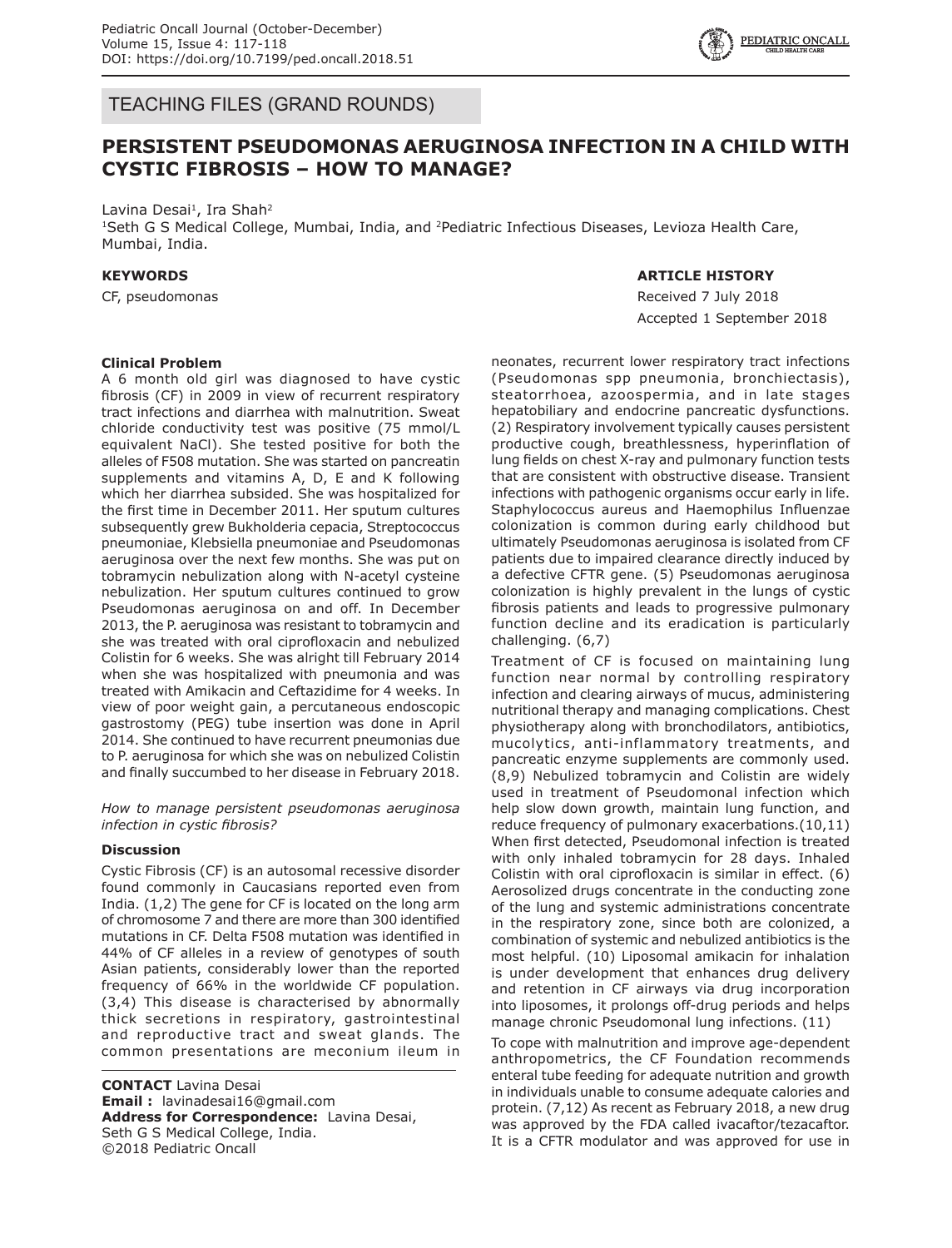TEACHING FILES (GRAND ROUNDS)

# PERSISTENT PSEUDOMONAS AERUGINOSA INFECTION IN A CHILD WITH CYSTIC FIBROSIS – HOW TO MANAGE?

Lavina Desai[1], Ira Shah[2]

[1]Seth G S Medical College, Mumbai, India, and [2]Pediatric Infectious Diseases, Levioza Health Care, Mumbai, India.

**KEYWORDS**

CF, pseudomonas

**ARTICLE HISTORY**

Received 7 July 2018

Accepted 1 September 2018

**Clinical Problem**

A 6 month old girl was diagnosed to have cystic fibrosis (CF) in 2009 in view of recurrent respiratory tract infections and diarrhea with malnutrition. Sweat chloride conductivity test was positive (75 mmol/L equivalent NaCl). She tested positive for both the alleles of F508 mutation. She was started on pancreatin supplements and vitamins A, D, E and K following which her diarrhea subsided. She was hospitalized for the first time in December 2011. Her sputum cultures subsequently grew Bukholderia cepacia, Streptococcus pneumoniae, Klebsiella pneumoniae and Pseudomonas aeruginosa over the next few months. She was put on tobramycin nebulization along with N-acetyl cysteine nebulization. Her sputum cultures continued to grow Pseudomonas aeruginosa on and off. In December 2013, the P. aeruginosa was resistant to tobramycin and she was treated with oral ciprofloxacin and nebulized Colistin for 6 weeks. She was alright till February 2014 when she was hospitalized with pneumonia and was treated with Amikacin and Ceftazidime for 4 weeks. In view of poor weight gain, a percutaneous endoscopic gastrostomy (PEG) tube insertion was done in April 2014. She continued to have recurrent pneumonias due to P. aeruginosa for which she was on nebulized Colistin and finally succumbed to her disease in February 2018.

*How to manage persistent pseudomonas aeruginosa infection in cystic fibrosis?*

**Discussion**

Cystic Fibrosis (CF) is an autosomal recessive disorder found commonly in Caucasians reported even from India. (1,2) The gene for CF is located on the long arm of chromosome 7 and there are more than 300 identified mutations in CF. Delta F508 mutation was identified in 44% of CF alleles in a review of genotypes of south Asian patients, considerably lower than the reported frequency of 66% in the worldwide CF population. (3,4) This disease is characterised by abnormally thick secretions in respiratory, gastrointestinal and reproductive tract and sweat glands. The common presentations are meconium ileum in neonates, recurrent lower respiratory tract infections (Pseudomonas spp pneumonia, bronchiectasis), steatorrhoea, azoospermia, and in late stages hepatobiliary and endocrine pancreatic dysfunctions. (2) Respiratory involvement typically causes persistent productive cough, breathlessness, hyperinflation of lung fields on chest X-ray and pulmonary function tests that are consistent with obstructive disease. Transient infections with pathogenic organisms occur early in life. Staphylococcus aureus and Haemophilus Influenzae colonization is common during early childhood but ultimately Pseudomonas aeruginosa is isolated from CF patients due to impaired clearance directly induced by a defective CFTR gene. (5) Pseudomonas aeruginosa colonization is highly prevalent in the lungs of cystic fibrosis patients and leads to progressive pulmonary function decline and its eradication is particularly challenging. (6,7)

Treatment of CF is focused on maintaining lung function near normal by controlling respiratory infection and clearing airways of mucus, administering nutritional therapy and managing complications. Chest physiotherapy along with bronchodilators, antibiotics, mucolytics, anti-inflammatory treatments, and pancreatic enzyme supplements are commonly used. (8,9) Nebulized tobramycin and Colistin are widely used in treatment of Pseudomonal infection which help slow down growth, maintain lung function, and reduce frequency of pulmonary exacerbations.(10,11) When first detected, Pseudomonal infection is treated with only inhaled tobramycin for 28 days. Inhaled Colistin with oral ciprofloxacin is similar in effect. (6) Aerosolized drugs concentrate in the conducting zone of the lung and systemic administrations concentrate in the respiratory zone, since both are colonized, a combination of systemic and nebulized antibiotics is the most helpful. (10) Liposomal amikacin for inhalation is under development that enhances drug delivery and retention in CF airways via drug incorporation into liposomes, it prolongs off-drug periods and helps manage chronic Pseudomonal lung infections. (11)

To cope with malnutrition and improve age-dependent anthropometrics, the CF Foundation recommends enteral tube feeding for adequate nutrition and growth in individuals unable to consume adequate calories and protein. (7,12) As recent as February 2018, a new drug was approved by the FDA called ivacaftor/tezacaftor. It is a CFTR modulator and was approved for use in

**CONTACT** Lavina Desai
**Email :** lavinadesai16@gmail.com
**Address for Correspondence:** Lavina Desai, Seth G S Medical College, India.
©2018 Pediatric Oncall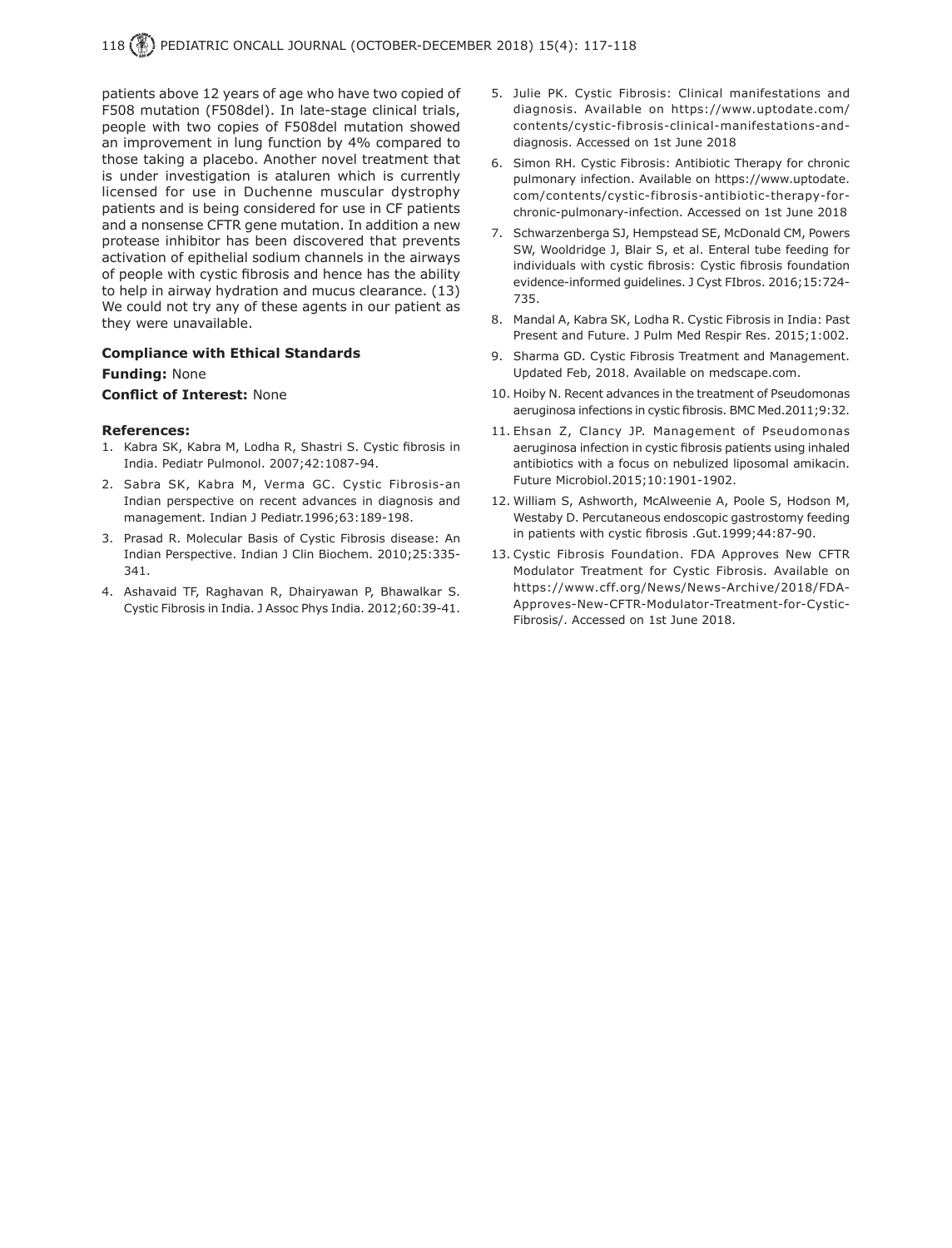patients above 12 years of age who have two copied of F508 mutation (F508del). In late-stage clinical trials, people with two copies of F508del mutation showed an improvement in lung function by 4% compared to those taking a placebo. Another novel treatment that is under investigation is ataluren which is currently licensed for use in Duchenne muscular dystrophy patients and is being considered for use in CF patients and a nonsense CFTR gene mutation. In addition a new protease inhibitor has been discovered that prevents activation of epithelial sodium channels in the airways of people with cystic fibrosis and hence has the ability to help in airway hydration and mucus clearance. (13) We could not try any of these agents in our patient as they were unavailable.

**Compliance with Ethical Standards**

**Funding:** None

**Conflict of Interest:** None

**References:**

1. Kabra SK, Kabra M, Lodha R, Shastri S. Cystic fibrosis in India. Pediatr Pulmonol. 2007;42:1087-94.
2. Sabra SK, Kabra M, Verma GC. Cystic Fibrosis-an Indian perspective on recent advances in diagnosis and management. Indian J Pediatr.1996;63:189-198.
3. Prasad R. Molecular Basis of Cystic Fibrosis disease: An Indian Perspective. Indian J Clin Biochem. 2010;25:335-341.
4. Ashavaid TF, Raghavan R, Dhairyawan P, Bhawalkar S. Cystic Fibrosis in India. J Assoc Phys India. 2012;60:39-41.
5. Julie PK. Cystic Fibrosis: Clinical manifestations and diagnosis. Available on https://www.uptodate.com/contents/cystic-fibrosis-clinical-manifestations-and-diagnosis. Accessed on 1st June 2018
6. Simon RH. Cystic Fibrosis: Antibiotic Therapy for chronic pulmonary infection. Available on https://www.uptodate.com/contents/cystic-fibrosis-antibiotic-therapy-for-chronic-pulmonary-infection. Accessed on 1st June 2018
7. Schwarzenberga SJ, Hempstead SE, McDonald CM, Powers SW, Wooldridge J, Blair S, et al. Enteral tube feeding for individuals with cystic fibrosis: Cystic fibrosis foundation evidence-informed guidelines. J Cyst FIbros. 2016;15:724-735.
8. Mandal A, Kabra SK, Lodha R. Cystic Fibrosis in India: Past Present and Future. J Pulm Med Respir Res. 2015;1:002.
9. Sharma GD. Cystic Fibrosis Treatment and Management. Updated Feb, 2018. Available on medscape.com.
10. Hoiby N. Recent advances in the treatment of Pseudomonas aeruginosa infections in cystic fibrosis. BMC Med.2011;9:32.
11. Ehsan Z, Clancy JP. Management of Pseudomonas aeruginosa infection in cystic fibrosis patients using inhaled antibiotics with a focus on nebulized liposomal amikacin. Future Microbiol.2015;10:1901-1902.
12. William S, Ashworth, McAlweenie A, Poole S, Hodson M, Westaby D. Percutaneous endoscopic gastrostomy feeding in patients with cystic fibrosis .Gut.1999;44:87-90.
13. Cystic Fibrosis Foundation. FDA Approves New CFTR Modulator Treatment for Cystic Fibrosis. Available on https://www.cff.org/News/News-Archive/2018/FDA-Approves-New-CFTR-Modulator-Treatment-for-Cystic-Fibrosis/. Accessed on 1st June 2018.